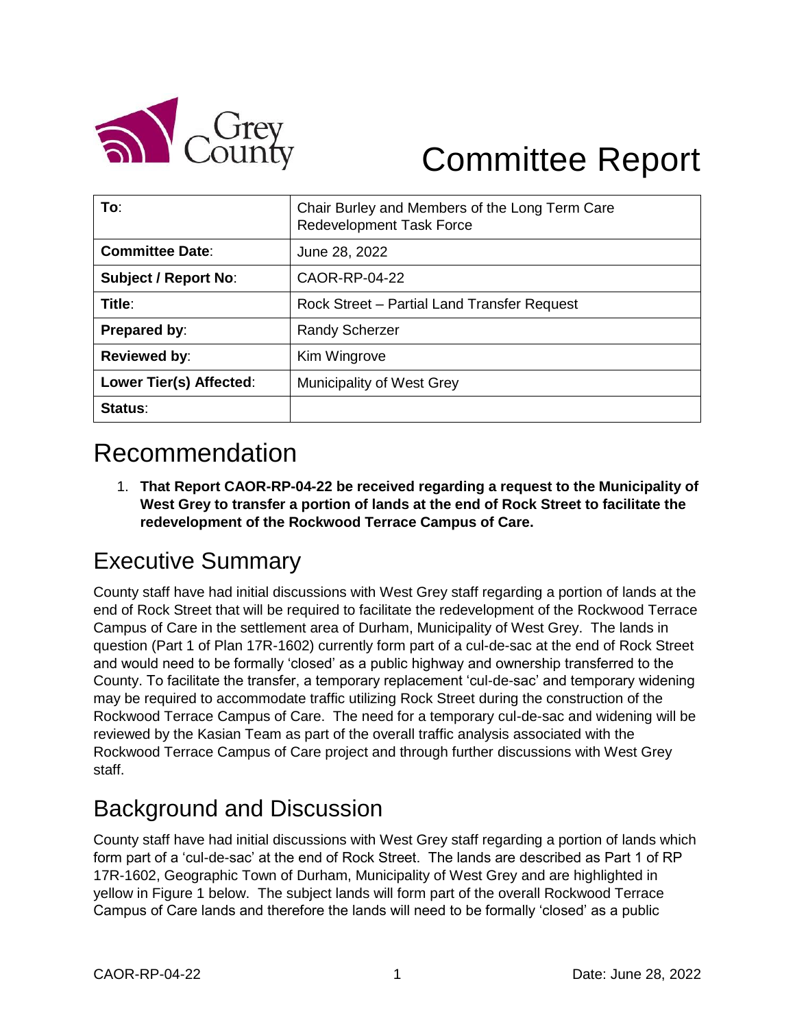# Committee Report

| | |
|---|---|
| **To**: | Chair Burley and Members of the Long Term Care Redevelopment Task Force |
| **Committee Date**: | June 28, 2022 |
| **Subject / Report No**: | CAOR-RP-04-22 |
| **Title**: | Rock Street – Partial Land Transfer Request |
| **Prepared by**: | Randy Scherzer |
| **Reviewed by**: | Kim Wingrove |
| **Lower Tier(s) Affected**: | Municipality of West Grey |
| **Status**: | |

# Recommendation

1. **That Report CAOR-RP-04-22 be received regarding a request to the Municipality of West Grey to transfer a portion of lands at the end of Rock Street to facilitate the redevelopment of the Rockwood Terrace Campus of Care.**

# Executive Summary

County staff have had initial discussions with West Grey staff regarding a portion of lands at the end of Rock Street that will be required to facilitate the redevelopment of the Rockwood Terrace Campus of Care in the settlement area of Durham, Municipality of West Grey. The lands in question (Part 1 of Plan 17R-1602) currently form part of a cul-de-sac at the end of Rock Street and would need to be formally 'closed' as a public highway and ownership transferred to the County. To facilitate the transfer, a temporary replacement 'cul-de-sac' and temporary widening may be required to accommodate traffic utilizing Rock Street during the construction of the Rockwood Terrace Campus of Care. The need for a temporary cul-de-sac and widening will be reviewed by the Kasian Team as part of the overall traffic analysis associated with the Rockwood Terrace Campus of Care project and through further discussions with West Grey staff.

# Background and Discussion

County staff have had initial discussions with West Grey staff regarding a portion of lands which form part of a 'cul-de-sac' at the end of Rock Street. The lands are described as Part 1 of RP 17R-1602, Geographic Town of Durham, Municipality of West Grey and are highlighted in yellow in Figure 1 below. The subject lands will form part of the overall Rockwood Terrace Campus of Care lands and therefore the lands will need to be formally 'closed' as a public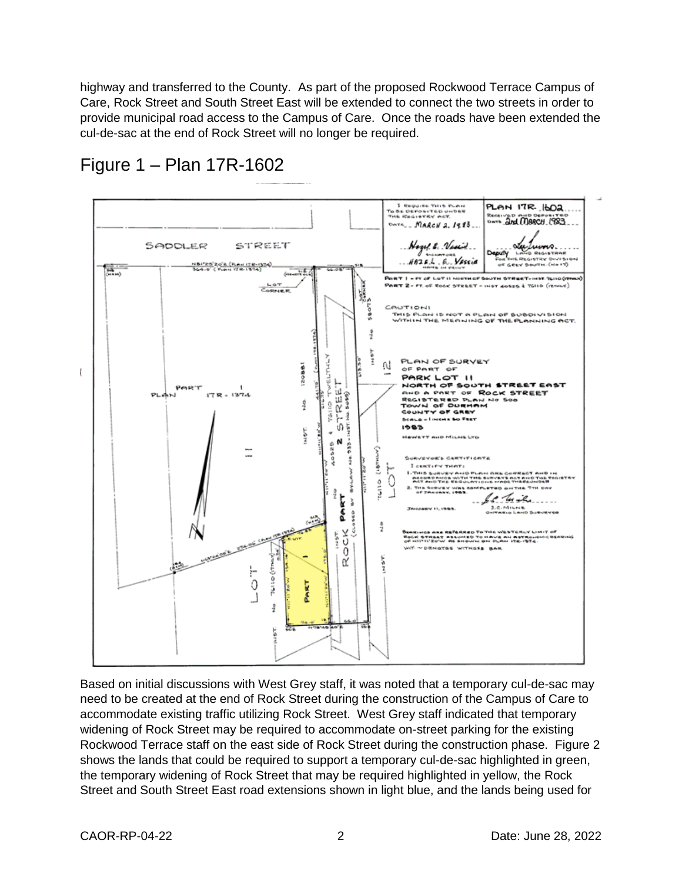highway and transferred to the County. As part of the proposed Rockwood Terrace Campus of Care, Rock Street and South Street East will be extended to connect the two streets in order to provide municipal road access to the Campus of Care. Once the roads have been extended the cul-de-sac at the end of Rock Street will no longer be required.

## Figure 1 – Plan 17R-1602

I REQUIRE THIS PLAN TO BE DEPOSITED UNDER THE REGISTRY ACT.

DATE MARCH 2, 1983

Hazel E. Vessie

SIGNATURE

HAZEL E. VESSIE

NAME IN PRINT

PLAN 17R-1602

RECEIVED AND DEPOSITED

DATE 2nd MARCH 1983

Deputy LAND REGISTRAR FOR THE REGISTRY DIVISION OF GREY SOUTH (No 17)

PART 1 - PT OF LOT 11 NORTH OF SOUTH STREET - INST 76110 (17THLY)

PART 2 - PT. OF ROCK STREET - INST 40525 & 76110 (12THLY)

CAUTION: THIS PLAN IS NOT A PLAN OF SUBDIVISION WITHIN THE MEANING OF THE PLANNING ACT.

PLAN OF SURVEY OF PART OF PARK LOT 11 NORTH OF SOUTH STREET EAST AND A PART OF ROCK STREET REGISTERED PLAN No 500 TOWN OF DURHAM COUNTY OF GREY

SCALE - 1 INCH = 50 FEET

1983

HEWETT AND MILNE LTD

SURVEYOR'S CERTIFICATE

I CERTIFY THAT:

1. THIS SURVEY AND PLAN ARE CORRECT AND IN ACCORDANCE WITH THE SURVEYS ACT AND THE REGISTRY ACT AND THE REGULATIONS MADE THEREUNDER.

2. THE SURVEY WAS COMPLETED ON THE 7TH DAY OF JANUARY, 1983.

JANUARY 11, 1983.

J.C. MILNE ONTARIO LAND SURVEYOR

BEARINGS ARE REFERRED TO THE WESTERLY LIMIT OF ROCK STREET ASSUMED TO HAVE AN ASTRONOMIC BEARING OF N11°11'20"W AS SHOWN ON PLAN 17R-1374.

WIT ~ DENOTES WITNESS BAR.

SADDLER STREET

PART 1 PLAN 17R-1374

ROCK STREET

PART 1

PART 2

LOT 11

LOT 12

LOT CORNER

Based on initial discussions with West Grey staff, it was noted that a temporary cul-de-sac may need to be created at the end of Rock Street during the construction of the Campus of Care to accommodate existing traffic utilizing Rock Street. West Grey staff indicated that temporary widening of Rock Street may be required to accommodate on-street parking for the existing Rockwood Terrace staff on the east side of Rock Street during the construction phase. Figure 2 shows the lands that could be required to support a temporary cul-de-sac highlighted in green, the temporary widening of Rock Street that may be required highlighted in yellow, the Rock Street and South Street East road extensions shown in light blue, and the lands being used for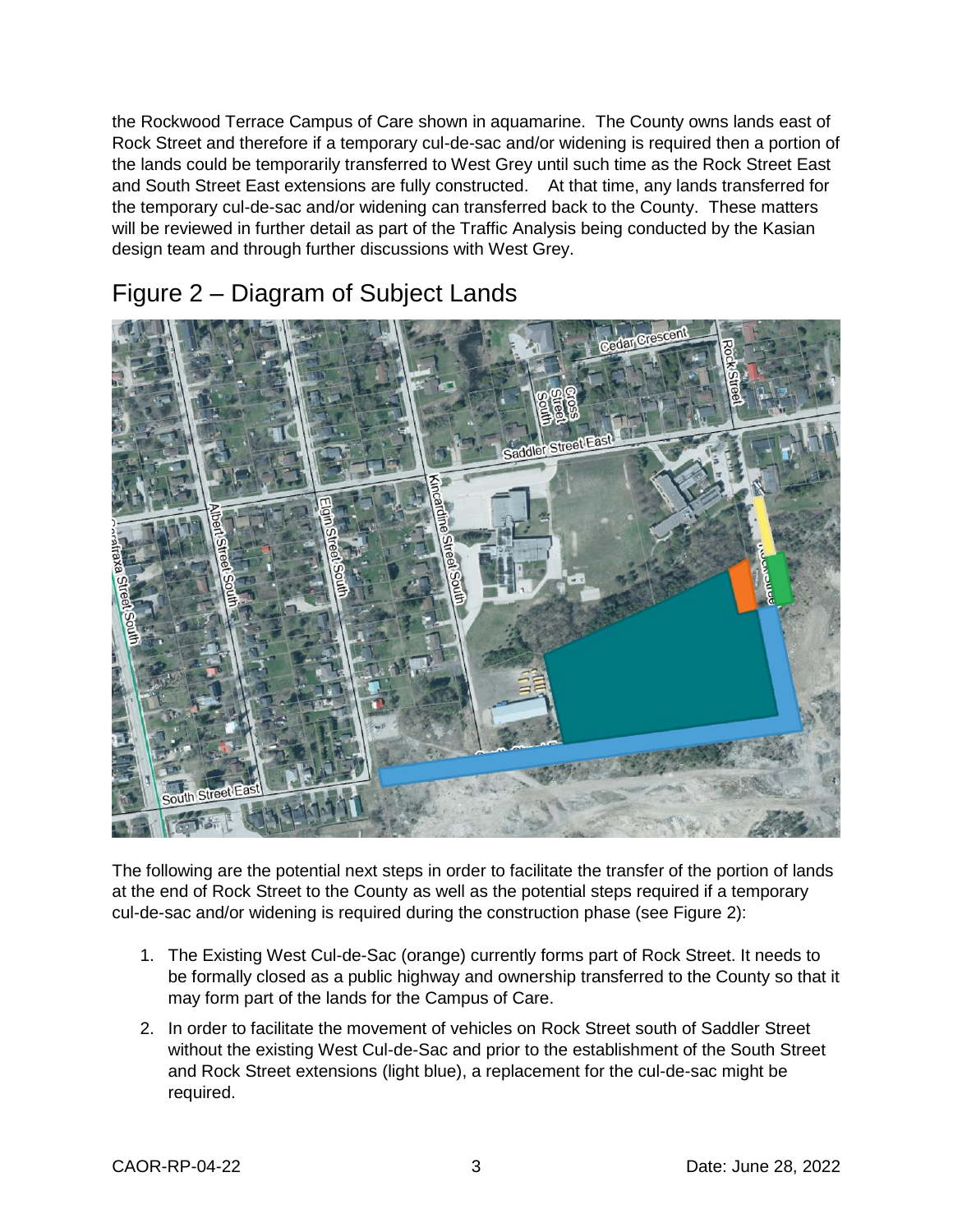the Rockwood Terrace Campus of Care shown in aquamarine. The County owns lands east of Rock Street and therefore if a temporary cul-de-sac and/or widening is required then a portion of the lands could be temporarily transferred to West Grey until such time as the Rock Street East and South Street East extensions are fully constructed. At that time, any lands transferred for the temporary cul-de-sac and/or widening can transferred back to the County. These matters will be reviewed in further detail as part of the Traffic Analysis being conducted by the Kasian design team and through further discussions with West Grey.

## Figure 2 – Diagram of Subject Lands

Cedar Crescent
Rock Street
Cross Street South
Saddler Street East
Kincardine Street South
Elgin Street South
Albert Street South
Garafraxa Street South
Rock Street
South Street East

The following are the potential next steps in order to facilitate the transfer of the portion of lands at the end of Rock Street to the County as well as the potential steps required if a temporary cul-de-sac and/or widening is required during the construction phase (see Figure 2):

1. The Existing West Cul-de-Sac (orange) currently forms part of Rock Street. It needs to be formally closed as a public highway and ownership transferred to the County so that it may form part of the lands for the Campus of Care.
2. In order to facilitate the movement of vehicles on Rock Street south of Saddler Street without the existing West Cul-de-Sac and prior to the establishment of the South Street and Rock Street extensions (light blue), a replacement for the cul-de-sac might be required.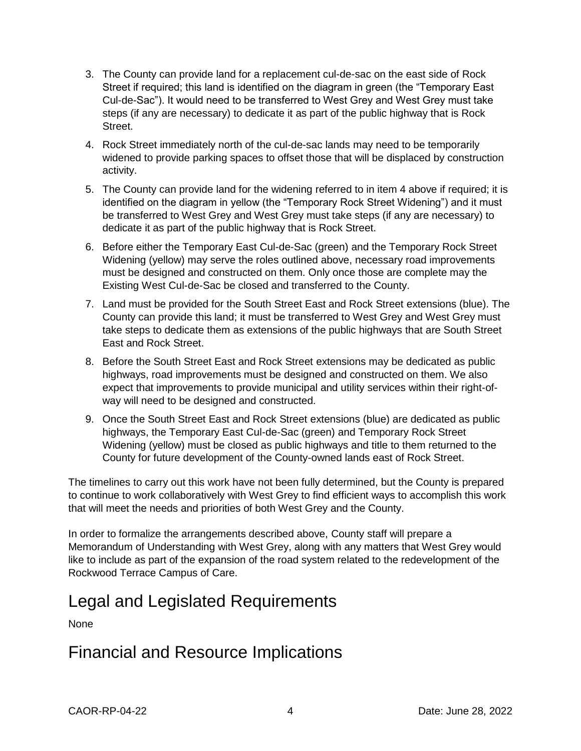3. The County can provide land for a replacement cul-de-sac on the east side of Rock Street if required; this land is identified on the diagram in green (the "Temporary East Cul-de-Sac"). It would need to be transferred to West Grey and West Grey must take steps (if any are necessary) to dedicate it as part of the public highway that is Rock Street.
4. Rock Street immediately north of the cul-de-sac lands may need to be temporarily widened to provide parking spaces to offset those that will be displaced by construction activity.
5. The County can provide land for the widening referred to in item 4 above if required; it is identified on the diagram in yellow (the "Temporary Rock Street Widening") and it must be transferred to West Grey and West Grey must take steps (if any are necessary) to dedicate it as part of the public highway that is Rock Street.
6. Before either the Temporary East Cul-de-Sac (green) and the Temporary Rock Street Widening (yellow) may serve the roles outlined above, necessary road improvements must be designed and constructed on them. Only once those are complete may the Existing West Cul-de-Sac be closed and transferred to the County.
7. Land must be provided for the South Street East and Rock Street extensions (blue). The County can provide this land; it must be transferred to West Grey and West Grey must take steps to dedicate them as extensions of the public highways that are South Street East and Rock Street.
8. Before the South Street East and Rock Street extensions may be dedicated as public highways, road improvements must be designed and constructed on them. We also expect that improvements to provide municipal and utility services within their right-of-way will need to be designed and constructed.
9. Once the South Street East and Rock Street extensions (blue) are dedicated as public highways, the Temporary East Cul-de-Sac (green) and Temporary Rock Street Widening (yellow) must be closed as public highways and title to them returned to the County for future development of the County-owned lands east of Rock Street.

The timelines to carry out this work have not been fully determined, but the County is prepared to continue to work collaboratively with West Grey to find efficient ways to accomplish this work that will meet the needs and priorities of both West Grey and the County.

In order to formalize the arrangements described above, County staff will prepare a Memorandum of Understanding with West Grey, along with any matters that West Grey would like to include as part of the expansion of the road system related to the redevelopment of the Rockwood Terrace Campus of Care.

## Legal and Legislated Requirements

None

## Financial and Resource Implications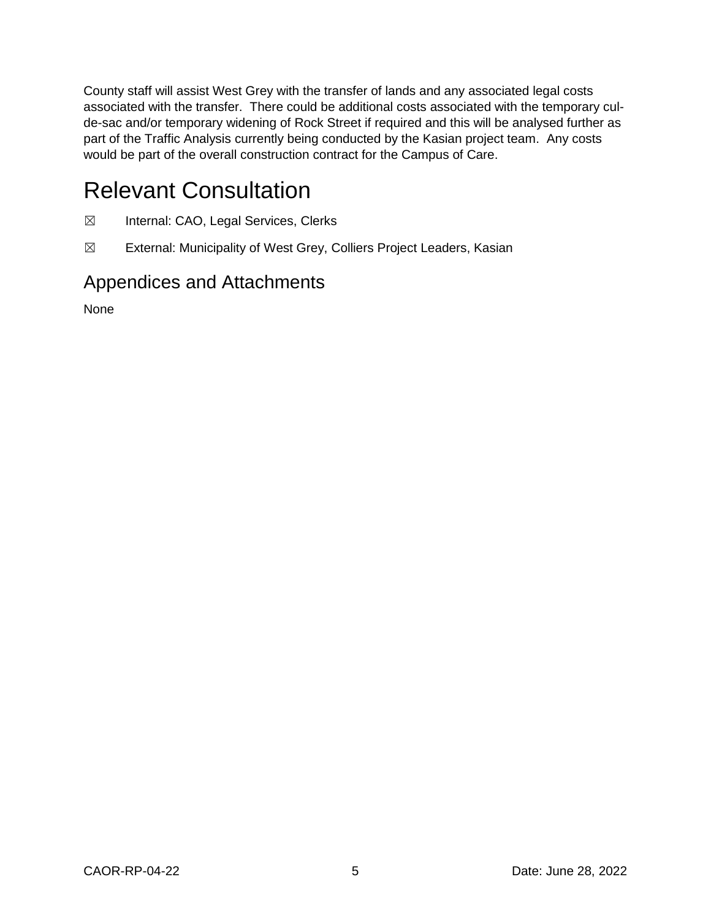County staff will assist West Grey with the transfer of lands and any associated legal costs associated with the transfer. There could be additional costs associated with the temporary cul-de-sac and/or temporary widening of Rock Street if required and this will be analysed further as part of the Traffic Analysis currently being conducted by the Kasian project team. Any costs would be part of the overall construction contract for the Campus of Care.

# Relevant Consultation

☒ Internal: CAO, Legal Services, Clerks

☒ External: Municipality of West Grey, Colliers Project Leaders, Kasian

## Appendices and Attachments

None